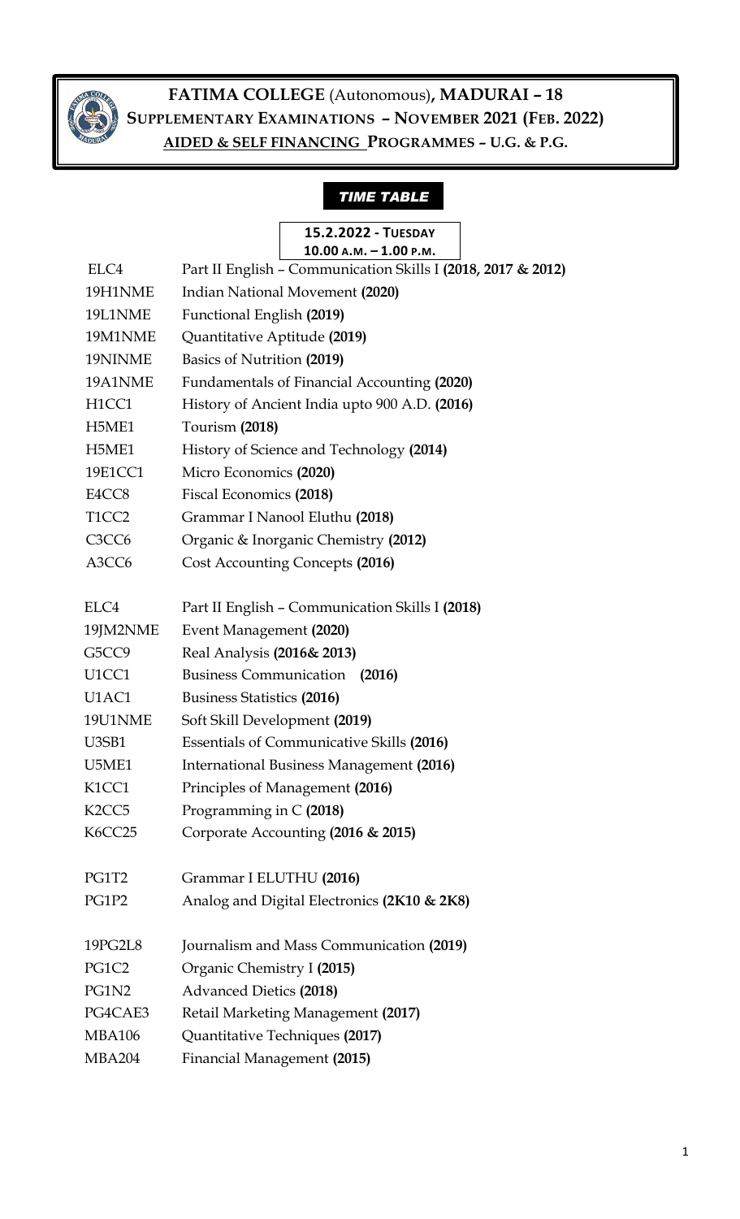# FATIMA COLLEGE (Autonomous), MADURAI – 18

## SUPPLEMENTARY EXAMINATIONS – NOVEMBER 2021 (FEB. 2022)

## AIDED & SELF FINANCING PROGRAMMES – U.G. & P.G.

### *TIME TABLE*

**15.2.2022 - TUESDAY**
**10.00 A.M. – 1.00 P.M.**

| | |
|---|---|
| ELC4 | Part II English – Communication Skills I **(2018, 2017 & 2012)** |
| 19H1NME | Indian National Movement **(2020)** |
| 19L1NME | Functional English **(2019)** |
| 19M1NME | Quantitative Aptitude **(2019)** |
| 19NINME | Basics of Nutrition **(2019)** |
| 19A1NME | Fundamentals of Financial Accounting **(2020)** |
| H1CC1 | History of Ancient India upto 900 A.D. **(2016)** |
| H5ME1 | Tourism **(2018)** |
| H5ME1 | History of Science and Technology **(2014)** |
| 19E1CC1 | Micro Economics **(2020)** |
| E4CC8 | Fiscal Economics **(2018)** |
| T1CC2 | Grammar I Nanool Eluthu **(2018)** |
| C3CC6 | Organic & Inorganic Chemistry **(2012)** |
| A3CC6 | Cost Accounting Concepts **(2016)** |
| | |
| ELC4 | Part II English – Communication Skills I **(2018)** |
| 19JM2NME | Event Management **(2020)** |
| G5CC9 | Real Analysis **(2016& 2013)** |
| U1CC1 | Business Communication **(2016)** |
| U1AC1 | Business Statistics **(2016)** |
| 19U1NME | Soft Skill Development **(2019)** |
| U3SB1 | Essentials of Communicative Skills **(2016)** |
| U5ME1 | International Business Management **(2016)** |
| K1CC1 | Principles of Management **(2016)** |
| K2CC5 | Programming in C **(2018)** |
| K6CC25 | Corporate Accounting **(2016 & 2015)** |
| | |
| PG1T2 | Grammar I ELUTHU **(2016)** |
| PG1P2 | Analog and Digital Electronics **(2K10 & 2K8)** |
| | |
| 19PG2L8 | Journalism and Mass Communication **(2019)** |
| PG1C2 | Organic Chemistry I **(2015)** |
| PG1N2 | Advanced Dietics **(2018)** |
| PG4CAE3 | Retail Marketing Management **(2017)** |
| MBA106 | Quantitative Techniques **(2017)** |
| MBA204 | Financial Management **(2015)** |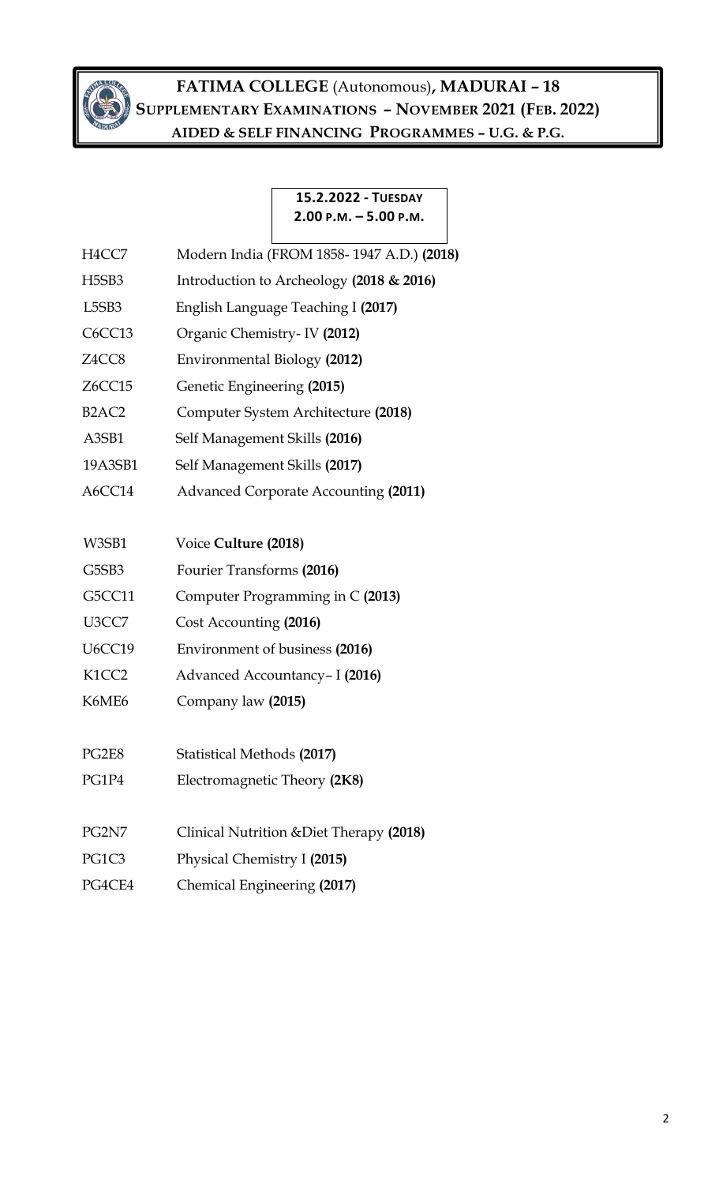# FATIMA COLLEGE (Autonomous), MADURAI – 18

## SUPPLEMENTARY EXAMINATIONS – NOVEMBER 2021 (FEB. 2022)

### AIDED & SELF FINANCING PROGRAMMES – U.G. & P.G.

**15.2.2022 - TUESDAY**
**2.00 P.M. – 5.00 P.M.**

| | |
|---|---|
| H4CC7 | Modern India (FROM 1858- 1947 A.D.) **(2018)** |
| H5SB3 | Introduction to Archeology **(2018 & 2016)** |
| L5SB3 | English Language Teaching I **(2017)** |
| C6CC13 | Organic Chemistry- IV **(2012)** |
| Z4CC8 | Environmental Biology **(2012)** |
| Z6CC15 | Genetic Engineering **(2015)** |
| B2AC2 | Computer System Architecture **(2018)** |
| A3SB1 | Self Management Skills **(2016)** |
| 19A3SB1 | Self Management Skills **(2017)** |
| A6CC14 | Advanced Corporate Accounting **(2011)** |
| | |
| W3SB1 | Voice **Culture (2018)** |
| G5SB3 | Fourier Transforms **(2016)** |
| G5CC11 | Computer Programming in C **(2013)** |
| U3CC7 | Cost Accounting **(2016)** |
| U6CC19 | Environment of business **(2016)** |
| K1CC2 | Advanced Accountancy– I **(2016)** |
| K6ME6 | Company law **(2015)** |
| | |
| PG2E8 | Statistical Methods **(2017)** |
| PG1P4 | Electromagnetic Theory **(2K8)** |
| | |
| PG2N7 | Clinical Nutrition &Diet Therapy **(2018)** |
| PG1C3 | Physical Chemistry I **(2015)** |
| PG4CE4 | Chemical Engineering **(2017)** |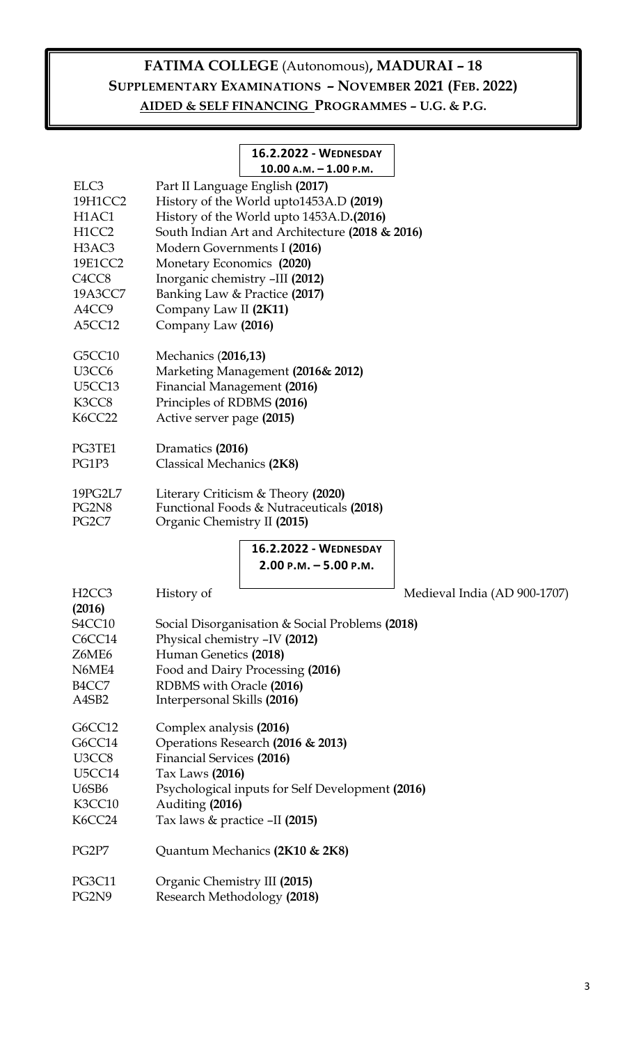# FATIMA COLLEGE (Autonomous), MADURAI – 18

## SUPPLEMENTARY EXAMINATIONS – NOVEMBER 2021 (FEB. 2022)

## AIDED & SELF FINANCING PROGRAMMES – U.G. & P.G.

### 16.2.2022 - WEDNESDAY 10.00 A.M. – 1.00 P.M.

| Code | Subject |
|---|---|
| ELC3 | Part II Language English **(2017)** |
| 19H1CC2 | History of the World upto1453A.D **(2019)** |
| H1AC1 | History of the World upto 1453A.D.**(2016)** |
| H1CC2 | South Indian Art and Architecture **(2018 & 2016)** |
| H3AC3 | Modern Governments I **(2016)** |
| 19E1CC2 | Monetary Economics **(2020)** |
| C4CC8 | Inorganic chemistry –III **(2012)** |
| 19A3CC7 | Banking Law & Practice **(2017)** |
| A4CC9 | Company Law II **(2K11)** |
| A5CC12 | Company Law **(2016)** |
| G5CC10 | Mechanics (**2016,13)** |
| U3CC6 | Marketing Management **(2016& 2012)** |
| U5CC13 | Financial Management **(2016)** |
| K3CC8 | Principles of RDBMS **(2016)** |
| K6CC22 | Active server page **(2015)** |
| PG3TE1 | Dramatics **(2016)** |
| PG1P3 | Classical Mechanics **(2K8)** |
| 19PG2L7 | Literary Criticism & Theory **(2020)** |
| PG2N8 | Functional Foods & Nutraceuticals **(2018)** |
| PG2C7 | Organic Chemistry II **(2015)** |

### 16.2.2022 - WEDNESDAY 2.00 P.M. – 5.00 P.M.

| Code | Subject |
|---|---|
| H2CC3 | History of Medieval India (AD 900-1707) **(2016)** |
| S4CC10 | Social Disorganisation & Social Problems **(2018)** |
| C6CC14 | Physical chemistry –IV **(2012)** |
| Z6ME6 | Human Genetics **(2018)** |
| N6ME4 | Food and Dairy Processing **(2016)** |
| B4CC7 | RDBMS with Oracle **(2016)** |
| A4SB2 | Interpersonal Skills **(2016)** |
| G6CC12 | Complex analysis **(2016)** |
| G6CC14 | Operations Research **(2016 & 2013)** |
| U3CC8 | Financial Services **(2016)** |
| U5CC14 | Tax Laws **(2016)** |
| U6SB6 | Psychological inputs for Self Development **(2016)** |
| K3CC10 | Auditing **(2016)** |
| K6CC24 | Tax laws & practice –II **(2015)** |
| PG2P7 | Quantum Mechanics **(2K10 & 2K8)** |
| PG3C11 | Organic Chemistry III **(2015)** |
| PG2N9 | Research Methodology **(2018)** |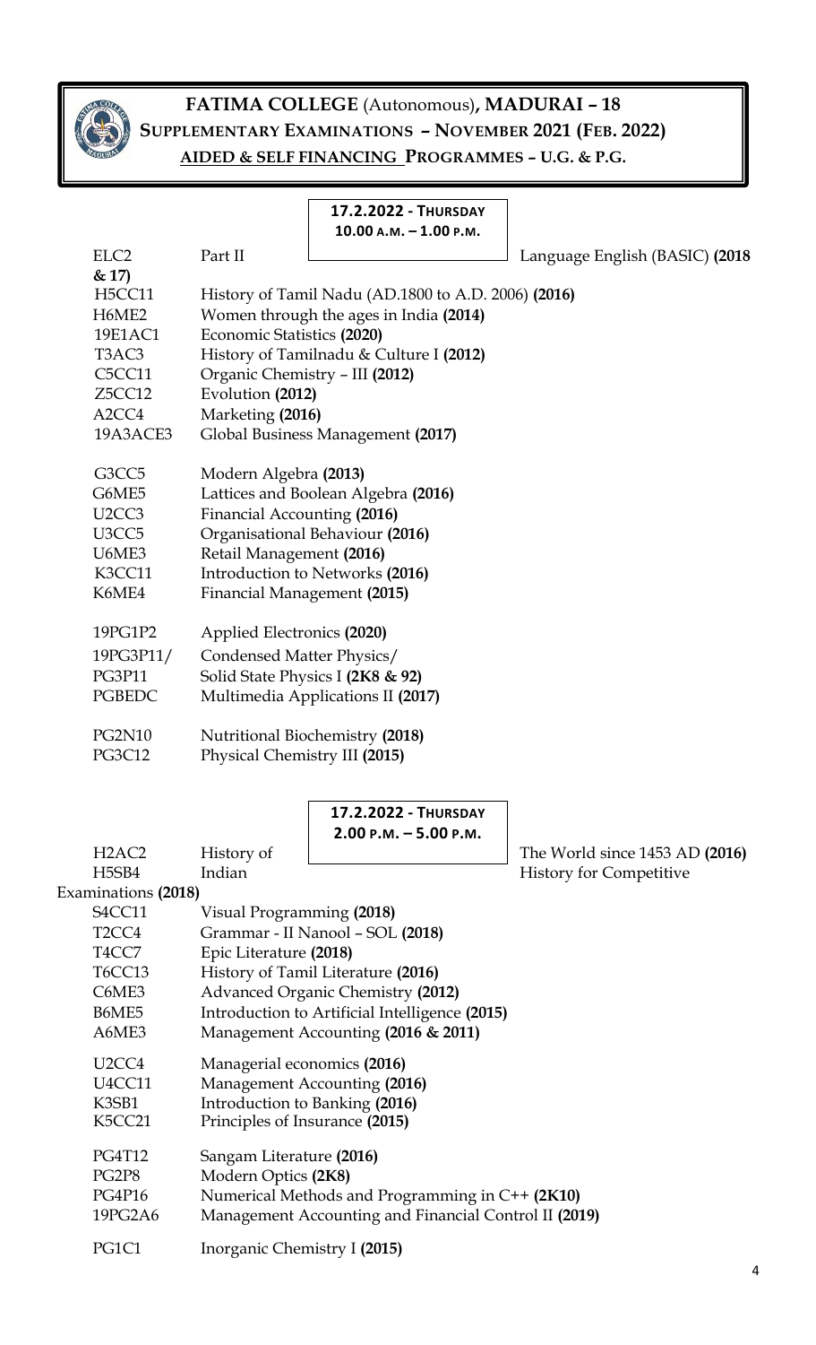# FATIMA COLLEGE (Autonomous), MADURAI – 18

## SUPPLEMENTARY EXAMINATIONS – NOVEMBER 2021 (FEB. 2022)

### AIDED & SELF FINANCING PROGRAMMES – U.G. & P.G.

**17.2.2022 - THURSDAY**
**10.00 A.M. – 1.00 P.M.**

| Code | Subject |
|---|---|
| ELC2 | Part II Language English (BASIC) **(2018 & 17)** |
| H5CC11 | History of Tamil Nadu (AD.1800 to A.D. 2006) **(2016)** |
| H6ME2 | Women through the ages in India **(2014)** |
| 19E1AC1 | Economic Statistics **(2020)** |
| T3AC3 | History of Tamilnadu & Culture I **(2012)** |
| C5CC11 | Organic Chemistry – III **(2012)** |
| Z5CC12 | Evolution **(2012)** |
| A2CC4 | Marketing **(2016)** |
| 19A3ACE3 | Global Business Management **(2017)** |
| G3CC5 | Modern Algebra **(2013)** |
| G6ME5 | Lattices and Boolean Algebra **(2016)** |
| U2CC3 | Financial Accounting **(2016)** |
| U3CC5 | Organisational Behaviour **(2016)** |
| U6ME3 | Retail Management **(2016)** |
| K3CC11 | Introduction to Networks **(2016)** |
| K6ME4 | Financial Management **(2015)** |
| 19PG1P2 | Applied Electronics **(2020)** |
| 19PG3P11/ PG3P11 | Condensed Matter Physics/ Solid State Physics I **(2K8 & 92)** |
| PGBEDC | Multimedia Applications II **(2017)** |
| PG2N10 | Nutritional Biochemistry **(2018)** |
| PG3C12 | Physical Chemistry III **(2015)** |

**17.2.2022 - THURSDAY**
**2.00 P.M. – 5.00 P.M.**

| Code | Subject |
|---|---|
| H2AC2 | History of The World since 1453 AD **(2016)** |
| H5SB4 | Indian History for Competitive Examinations **(2018)** |
| S4CC11 | Visual Programming **(2018)** |
| T2CC4 | Grammar - II Nanool – SOL **(2018)** |
| T4CC7 | Epic Literature **(2018)** |
| T6CC13 | History of Tamil Literature **(2016)** |
| C6ME3 | Advanced Organic Chemistry **(2012)** |
| B6ME5 | Introduction to Artificial Intelligence **(2015)** |
| A6ME3 | Management Accounting **(2016 & 2011)** |
| U2CC4 | Managerial economics **(2016)** |
| U4CC11 | Management Accounting **(2016)** |
| K3SB1 | Introduction to Banking **(2016)** |
| K5CC21 | Principles of Insurance **(2015)** |
| PG4T12 | Sangam Literature **(2016)** |
| PG2P8 | Modern Optics **(2K8)** |
| PG4P16 | Numerical Methods and Programming in C++ **(2K10)** |
| 19PG2A6 | Management Accounting and Financial Control II **(2019)** |
| PG1C1 | Inorganic Chemistry I **(2015)** |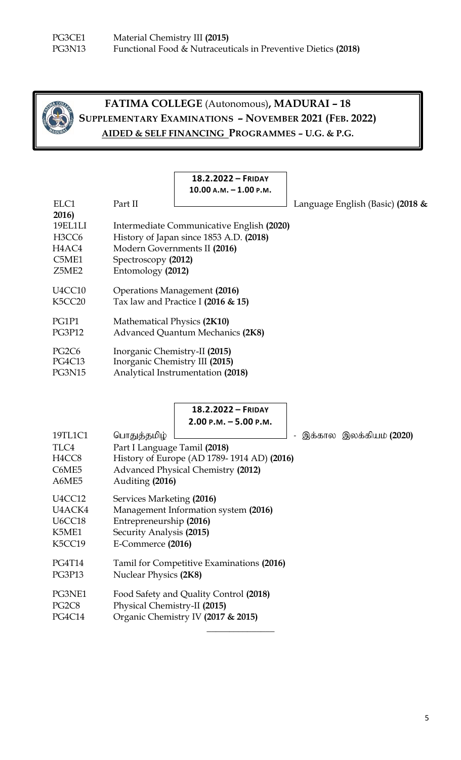PG3CE1 Material Chemistry III **(2015)**
PG3N13 Functional Food & Nutraceuticals in Preventive Dietics **(2018)**

## FATIMA COLLEGE (Autonomous), MADURAI – 18
## SUPPLEMENTARY EXAMINATIONS – NOVEMBER 2021 (FEB. 2022)
## AIDED & SELF FINANCING PROGRAMMES – U.G. & P.G.

**18.2.2022 – FRIDAY**
**10.00 A.M. – 1.00 P.M.**

| | |
|---|---|
| ELC1 | Part II Language English (Basic) **(2018 & 2016)** |
| 19EL1LI | Intermediate Communicative English **(2020)** |
| H3CC6 | History of Japan since 1853 A.D. **(2018)** |
| H4AC4 | Modern Governments II **(2016)** |
| C5ME1 | Spectroscopy **(2012)** |
| Z5ME2 | Entomology **(2012)** |
| U4CC10 | Operations Management **(2016)** |
| K5CC20 | Tax law and Practice I **(2016 & 15)** |
| PG1P1 | Mathematical Physics **(2K10)** |
| PG3P12 | Advanced Quantum Mechanics **(2K8)** |
| PG2C6 | Inorganic Chemistry-II **(2015)** |
| PG4C13 | Inorganic Chemistry III **(2015)** |
| PG3N15 | Analytical Instrumentation **(2018)** |

**18.2.2022 – FRIDAY**
**2.00 P.M. – 5.00 P.M.**

| | |
|---|---|
| 19TL1C1 | பொதுத்தமிழ் - இக்கால இலக்கியம் **(2020)** |
| TLC4 | Part I Language Tamil **(2018)** |
| H4CC8 | History of Europe (AD 1789- 1914 AD) **(2016)** |
| C6ME5 | Advanced Physical Chemistry **(2012)** |
| A6ME5 | Auditing **(2016)** |
| U4CC12 | Services Marketing **(2016)** |
| U4ACK4 | Management Information system **(2016)** |
| U6CC18 | Entrepreneurship **(2016)** |
| K5ME1 | Security Analysis **(2015)** |
| K5CC19 | E-Commerce **(2016)** |
| PG4T14 | Tamil for Competitive Examinations **(2016)** |
| PG3P13 | Nuclear Physics **(2K8)** |
| PG3NE1 | Food Safety and Quality Control **(2018)** |
| PG2C8 | Physical Chemistry-II **(2015)** |
| PG4C14 | Organic Chemistry IV **(2017 & 2015)** |